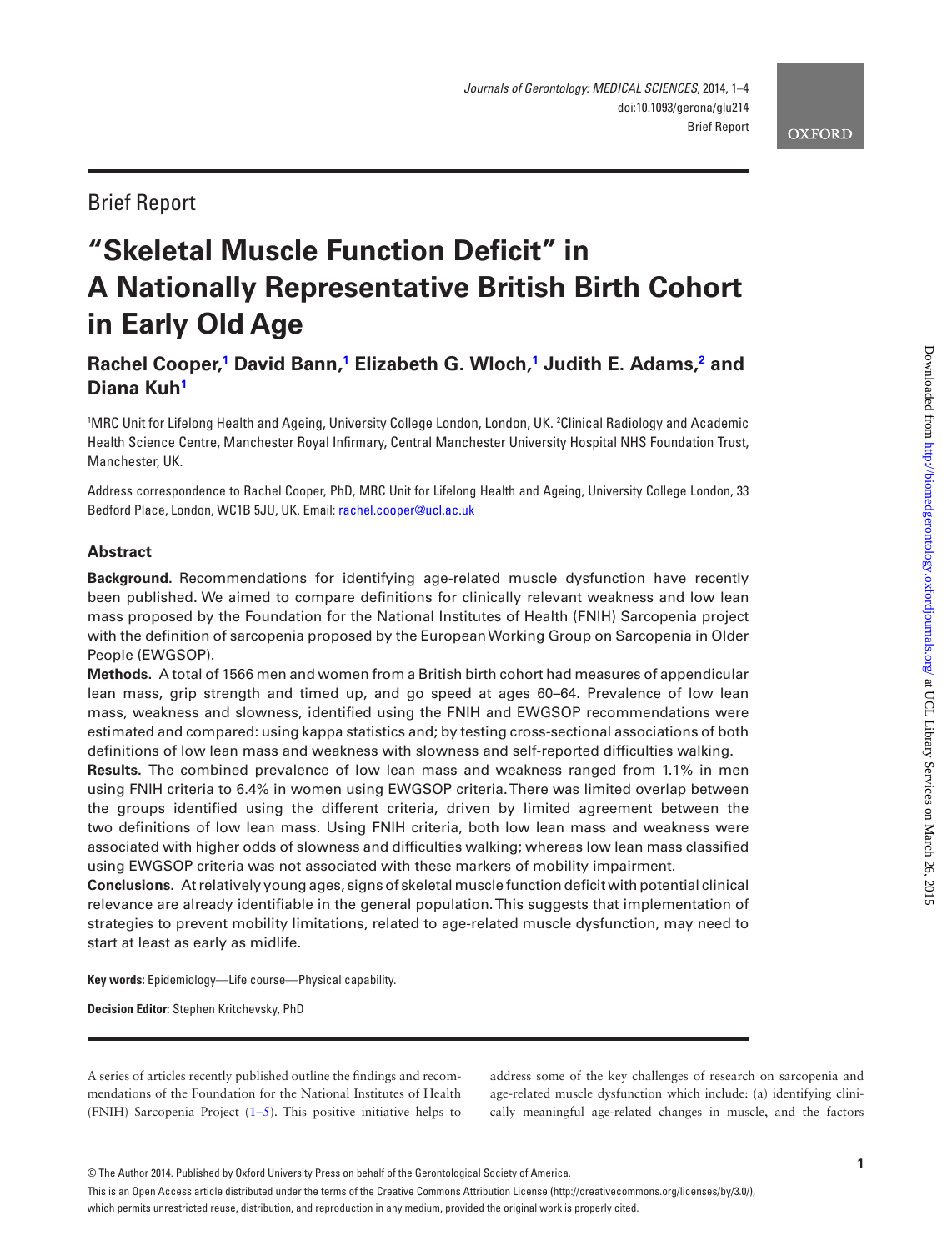Brief Report

# "Skeletal Muscle Function Deficit" in A Nationally Representative British Birth Cohort in Early Old Age

**Rachel Cooper,[1] David Bann,[1] Elizabeth G. Wloch,[1] Judith E. Adams,[2] and Diana Kuh[1]**

[1]MRC Unit for Lifelong Health and Ageing, University College London, London, UK. [2]Clinical Radiology and Academic Health Science Centre, Manchester Royal Infirmary, Central Manchester University Hospital NHS Foundation Trust, Manchester, UK.

Address correspondence to Rachel Cooper, PhD, MRC Unit for Lifelong Health and Ageing, University College London, 33 Bedford Place, London, WC1B 5JU, UK. Email: rachel.cooper@ucl.ac.uk

## Abstract

**Background.** Recommendations for identifying age-related muscle dysfunction have recently been published. We aimed to compare definitions for clinically relevant weakness and low lean mass proposed by the Foundation for the National Institutes of Health (FNIH) Sarcopenia project with the definition of sarcopenia proposed by the European Working Group on Sarcopenia in Older People (EWGSOP).

**Methods.** A total of 1566 men and women from a British birth cohort had measures of appendicular lean mass, grip strength and timed up, and go speed at ages 60–64. Prevalence of low lean mass, weakness and slowness, identified using the FNIH and EWGSOP recommendations were estimated and compared: using kappa statistics and; by testing cross-sectional associations of both definitions of low lean mass and weakness with slowness and self-reported difficulties walking.

**Results.** The combined prevalence of low lean mass and weakness ranged from 1.1% in men using FNIH criteria to 6.4% in women using EWGSOP criteria. There was limited overlap between the groups identified using the different criteria, driven by limited agreement between the two definitions of low lean mass. Using FNIH criteria, both low lean mass and weakness were associated with higher odds of slowness and difficulties walking; whereas low lean mass classified using EWGSOP criteria was not associated with these markers of mobility impairment.

**Conclusions.** At relatively young ages, signs of skeletal muscle function deficit with potential clinical relevance are already identifiable in the general population. This suggests that implementation of strategies to prevent mobility limitations, related to age-related muscle dysfunction, may need to start at least as early as midlife.

**Key words:** Epidemiology—Life course—Physical capability.

**Decision Editor:** Stephen Kritchevsky, PhD

A series of articles recently published outline the findings and recommendations of the Foundation for the National Institutes of Health (FNIH) Sarcopenia Project (1–5). This positive initiative helps to address some of the key challenges of research on sarcopenia and age-related muscle dysfunction which include: (a) identifying clinically meaningful age-related changes in muscle, and the factors

© The Author 2014. Published by Oxford University Press on behalf of the Gerontological Society of America.

This is an Open Access article distributed under the terms of the Creative Commons Attribution License (http://creativecommons.org/licenses/by/3.0/), which permits unrestricted reuse, distribution, and reproduction in any medium, provided the original work is properly cited.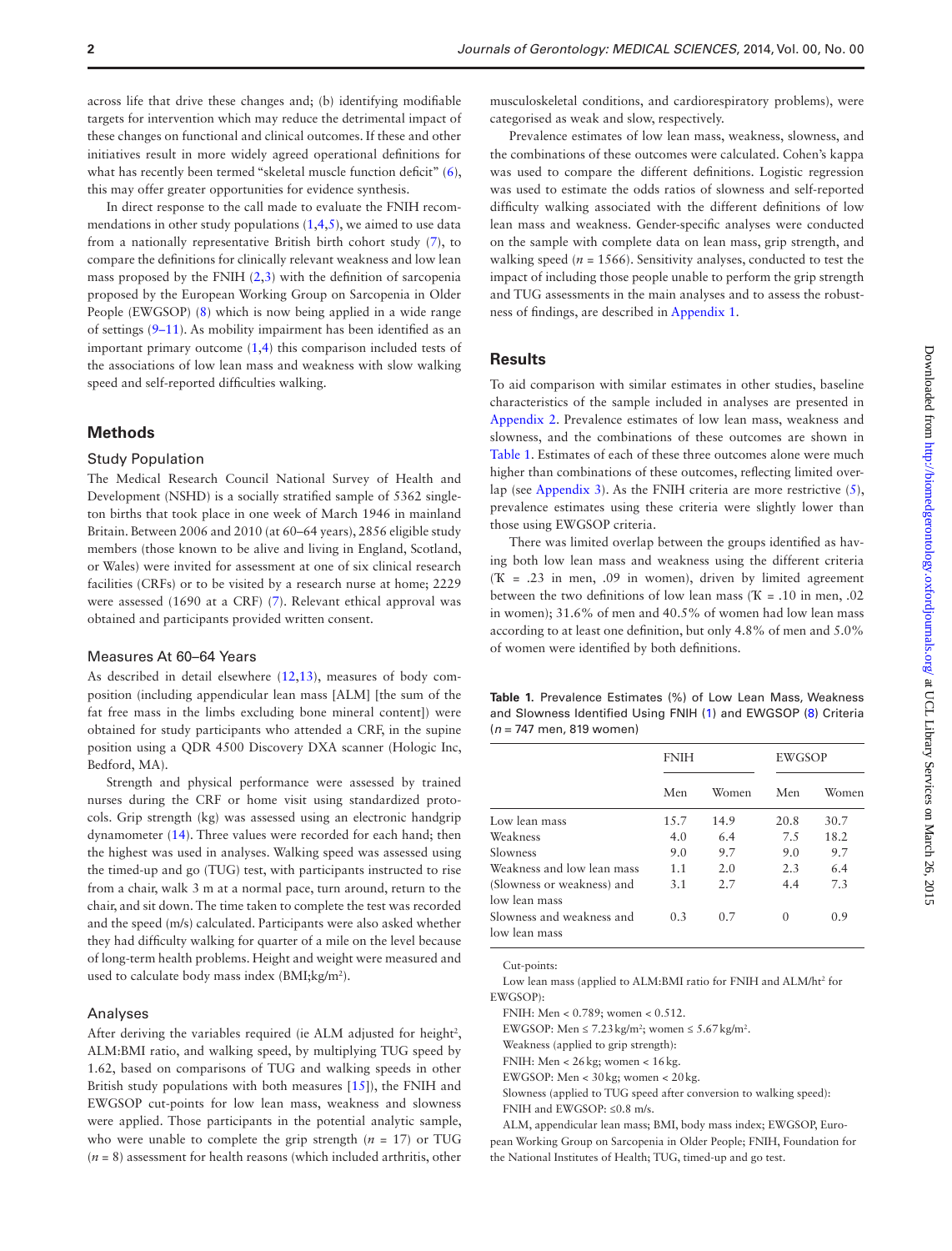across life that drive these changes and; (b) identifying modifiable targets for intervention which may reduce the detrimental impact of these changes on functional and clinical outcomes. If these and other initiatives result in more widely agreed operational definitions for what has recently been termed "skeletal muscle function deficit" (6), this may offer greater opportunities for evidence synthesis.

In direct response to the call made to evaluate the FNIH recommendations in other study populations (1,4,5), we aimed to use data from a nationally representative British birth cohort study (7), to compare the definitions for clinically relevant weakness and low lean mass proposed by the FNIH (2,3) with the definition of sarcopenia proposed by the European Working Group on Sarcopenia in Older People (EWGSOP) (8) which is now being applied in a wide range of settings (9–11). As mobility impairment has been identified as an important primary outcome (1,4) this comparison included tests of the associations of low lean mass and weakness with slow walking speed and self-reported difficulties walking.

## Methods

### Study Population

The Medical Research Council National Survey of Health and Development (NSHD) is a socially stratified sample of 5362 singleton births that took place in one week of March 1946 in mainland Britain. Between 2006 and 2010 (at 60–64 years), 2856 eligible study members (those known to be alive and living in England, Scotland, or Wales) were invited for assessment at one of six clinical research facilities (CRFs) or to be visited by a research nurse at home; 2229 were assessed (1690 at a CRF) (7). Relevant ethical approval was obtained and participants provided written consent.

### Measures At 60–64 Years

As described in detail elsewhere (12,13), measures of body composition (including appendicular lean mass [ALM] [the sum of the fat free mass in the limbs excluding bone mineral content]) were obtained for study participants who attended a CRF, in the supine position using a QDR 4500 Discovery DXA scanner (Hologic Inc, Bedford, MA).

Strength and physical performance were assessed by trained nurses during the CRF or home visit using standardized protocols. Grip strength (kg) was assessed using an electronic handgrip dynamometer (14). Three values were recorded for each hand; then the highest was used in analyses. Walking speed was assessed using the timed-up and go (TUG) test, with participants instructed to rise from a chair, walk 3 m at a normal pace, turn around, return to the chair, and sit down. The time taken to complete the test was recorded and the speed (m/s) calculated. Participants were also asked whether they had difficulty walking for quarter of a mile on the level because of long-term health problems. Height and weight were measured and used to calculate body mass index (BMI;kg/m$^2$).

### Analyses

After deriving the variables required (ie ALM adjusted for height$^2$, ALM:BMI ratio, and walking speed, by multiplying TUG speed by 1.62, based on comparisons of TUG and walking speeds in other British study populations with both measures [15]), the FNIH and EWGSOP cut-points for low lean mass, weakness and slowness were applied. Those participants in the potential analytic sample, who were unable to complete the grip strength ($n$ = 17) or TUG ($n$ = 8) assessment for health reasons (which included arthritis, other musculoskeletal conditions, and cardiorespiratory problems), were categorised as weak and slow, respectively.

Prevalence estimates of low lean mass, weakness, slowness, and the combinations of these outcomes were calculated. Cohen's kappa was used to compare the different definitions. Logistic regression was used to estimate the odds ratios of slowness and self-reported difficulty walking associated with the different definitions of low lean mass and weakness. Gender-specific analyses were conducted on the sample with complete data on lean mass, grip strength, and walking speed ($n$ = 1566). Sensitivity analyses, conducted to test the impact of including those people unable to perform the grip strength and TUG assessments in the main analyses and to assess the robustness of findings, are described in Appendix 1.

## Results

To aid comparison with similar estimates in other studies, baseline characteristics of the sample included in analyses are presented in Appendix 2. Prevalence estimates of low lean mass, weakness and slowness, and the combinations of these outcomes are shown in Table 1. Estimates of each of these three outcomes alone were much higher than combinations of these outcomes, reflecting limited overlap (see Appendix 3). As the FNIH criteria are more restrictive (5), prevalence estimates using these criteria were slightly lower than those using EWGSOP criteria.

There was limited overlap between the groups identified as having both low lean mass and weakness using the different criteria (Ƙ = .23 in men, .09 in women), driven by limited agreement between the two definitions of low lean mass (Ƙ = .10 in men, .02 in women); 31.6% of men and 40.5% of women had low lean mass according to at least one definition, but only 4.8% of men and 5.0% of women were identified by both definitions.

**Table 1.** Prevalence Estimates (%) of Low Lean Mass, Weakness and Slowness Identified Using FNIH (1) and EWGSOP (8) Criteria ($n$ = 747 men, 819 women)

| | FNIH | | EWGSOP | |
|---|---|---|---|---|
| | Men | Women | Men | Women |
| Low lean mass | 15.7 | 14.9 | 20.8 | 30.7 |
| Weakness | 4.0 | 6.4 | 7.5 | 18.2 |
| Slowness | 9.0 | 9.7 | 9.0 | 9.7 |
| Weakness and low lean mass | 1.1 | 2.0 | 2.3 | 6.4 |
| (Slowness or weakness) and low lean mass | 3.1 | 2.7 | 4.4 | 7.3 |
| Slowness and weakness and low lean mass | 0.3 | 0.7 | 0 | 0.9 |

Cut-points:

Low lean mass (applied to ALM:BMI ratio for FNIH and ALM/ht$^2$ for EWGSOP):

FNIH: Men < 0.789; women < 0.512.

EWGSOP: Men ≤ 7.23 kg/m$^2$; women ≤ 5.67 kg/m$^2$.

Weakness (applied to grip strength):

FNIH: Men < 26 kg; women < 16 kg.

EWGSOP: Men < 30 kg; women < 20 kg.

Slowness (applied to TUG speed after conversion to walking speed):

FNIH and EWGSOP: ≤0.8 m/s.

ALM, appendicular lean mass; BMI, body mass index; EWGSOP, European Working Group on Sarcopenia in Older People; FNIH, Foundation for the National Institutes of Health; TUG, timed-up and go test.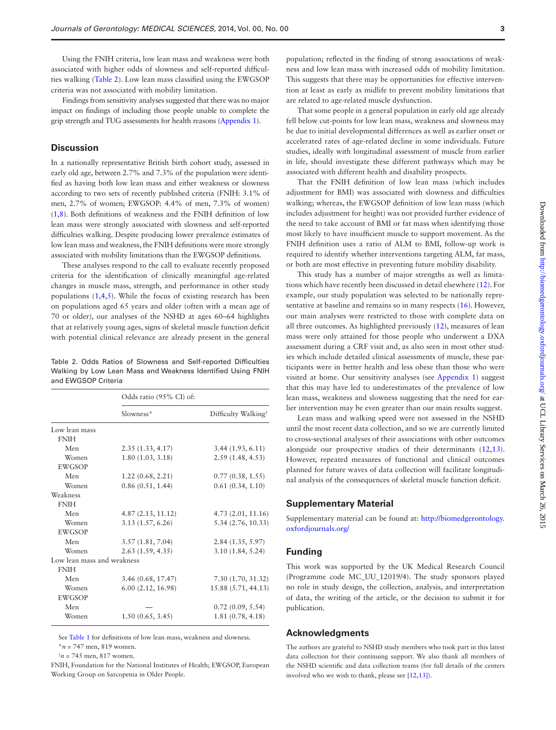Using the FNIH criteria, low lean mass and weakness were both associated with higher odds of slowness and self-reported difficulties walking (Table 2). Low lean mass classified using the EWGSOP criteria was not associated with mobility limitation.

Findings from sensitivity analyses suggested that there was no major impact on findings of including those people unable to complete the grip strength and TUG assessments for health reasons (Appendix 1).

## Discussion

In a nationally representative British birth cohort study, assessed in early old age, between 2.7% and 7.3% of the population were identified as having both low lean mass and either weakness or slowness according to two sets of recently published criteria (FNIH: 3.1% of men, 2.7% of women; EWGSOP: 4.4% of men, 7.3% of women) (1,8). Both definitions of weakness and the FNIH definition of low lean mass were strongly associated with slowness and self-reported difficulties walking. Despite producing lower prevalence estimates of low lean mass and weakness, the FNIH definitions were more strongly associated with mobility limitations than the EWGSOP definitions.

These analyses respond to the call to evaluate recently proposed criteria for the identification of clinically meaningful age-related changes in muscle mass, strength, and performance in other study populations (1,4,5). While the focus of existing research has been on populations aged 65 years and older (often with a mean age of 70 or older), our analyses of the NSHD at ages 60–64 highlights that at relatively young ages, signs of skeletal muscle function deficit with potential clinical relevance are already present in the general population; reflected in the finding of strong associations of weakness and low lean mass with increased odds of mobility limitation. This suggests that there may be opportunities for effective intervention at least as early as midlife to prevent mobility limitations that are related to age-related muscle dysfunction.

Table 2. Odds Ratios of Slowness and Self-reported Difficulties Walking by Low Lean Mass and Weakness Identified Using FNIH and EWGSOP Criteria

| | Odds ratio (95% CI) of: | |
|---|---|---|
| | Slowness* | Difficulty Walking† |
| Low lean mass | | |
| FNIH | | |
| Men | 2.35 (1.33, 4.17) | 3.44 (1.93, 6.11) |
| Women | 1.80 (1.03, 3.18) | 2.59 (1.48, 4.53) |
| EWGSOP | | |
| Men | 1.22 (0.68, 2.21) | 0.77 (0.38, 1.55) |
| Women | 0.86 (0.51, 1.44) | 0.61 (0.34, 1.10) |
| Weakness | | |
| FNIH | | |
| Men | 4.87 (2.13, 11.12) | 4.73 (2.01, 11.16) |
| Women | 3.13 (1.57, 6.26) | 5.34 (2.76, 10.33) |
| EWGSOP | | |
| Men | 3.57 (1.81, 7.04) | 2.84 (1.35, 5.97) |
| Women | 2.63 (1.59, 4.35) | 3.10 (1.84, 5.24) |
| Low lean mass and weakness | | |
| FNIH | | |
| Men | 3.46 (0.68, 17.47) | 7.30 (1.70, 31.32) |
| Women | 6.00 (2.12, 16.98) | 15.88 (5.71, 44.13) |
| EWGSOP | | |
| Men | — | 0.72 (0.09, 5.54) |
| Women | 1.50 (0.65, 3.45) | 1.81 (0.78, 4.18) |

See Table 1 for definitions of low lean mass, weakness and slowness.

*$n$ = 747 men, 819 women.

†$n$ = 745 men, 817 women.

FNIH, Foundation for the National Institutes of Health; EWGSOP, European Working Group on Sarcopenia in Older People.

That some people in a general population in early old age already fell below cut-points for low lean mass, weakness and slowness may be due to initial developmental differences as well as earlier onset or accelerated rates of age-related decline in some individuals. Future studies, ideally with longitudinal assessment of muscle from earlier in life, should investigate these different pathways which may be associated with different health and disability prospects.

That the FNIH definition of low lean mass (which includes adjustment for BMI) was associated with slowness and difficulties walking; whereas, the EWGSOP definition of low lean mass (which includes adjustment for height) was not provided further evidence of the need to take account of BMI or fat mass when identifying those most likely to have insufficient muscle to support movement. As the FNIH definition uses a ratio of ALM to BMI, follow-up work is required to identify whether interventions targeting ALM, fat mass, or both are most effective in preventing future mobility disability.

This study has a number of major strengths as well as limitations which have recently been discussed in detail elsewhere (12). For example, our study population was selected to be nationally representative at baseline and remains so in many respects (16). However, our main analyses were restricted to those with complete data on all three outcomes. As highlighted previously (12), measures of lean mass were only attained for those people who underwent a DXA assessment during a CRF visit and, as also seen in most other studies which include detailed clinical assessments of muscle, these participants were in better health and less obese than those who were visited at home. Our sensitivity analyses (see Appendix 1) suggest that this may have led to underestimates of the prevalence of low lean mass, weakness and slowness suggesting that the need for earlier intervention may be even greater than our main results suggest.

Lean mass and walking speed were not assessed in the NSHD until the most recent data collection, and so we are currently limited to cross-sectional analyses of their associations with other outcomes alongside our prospective studies of their determinants (12,13). However, repeated measures of functional and clinical outcomes planned for future waves of data collection will facilitate longitudinal analysis of the consequences of skeletal muscle function deficit.

## Supplementary Material

Supplementary material can be found at: http://biomedgerontology.oxfordjournals.org/

## Funding

This work was supported by the UK Medical Research Council (Programme code MC_UU_12019/4). The study sponsors played no role in study design, the collection, analysis, and interpretation of data, the writing of the article, or the decision to submit it for publication.

## Acknowledgments

The authors are grateful to NSHD study members who took part in this latest data collection for their continuing support. We also thank all members of the NSHD scientific and data collection teams (for full details of the centers involved who we wish to thank, please see [12,13]).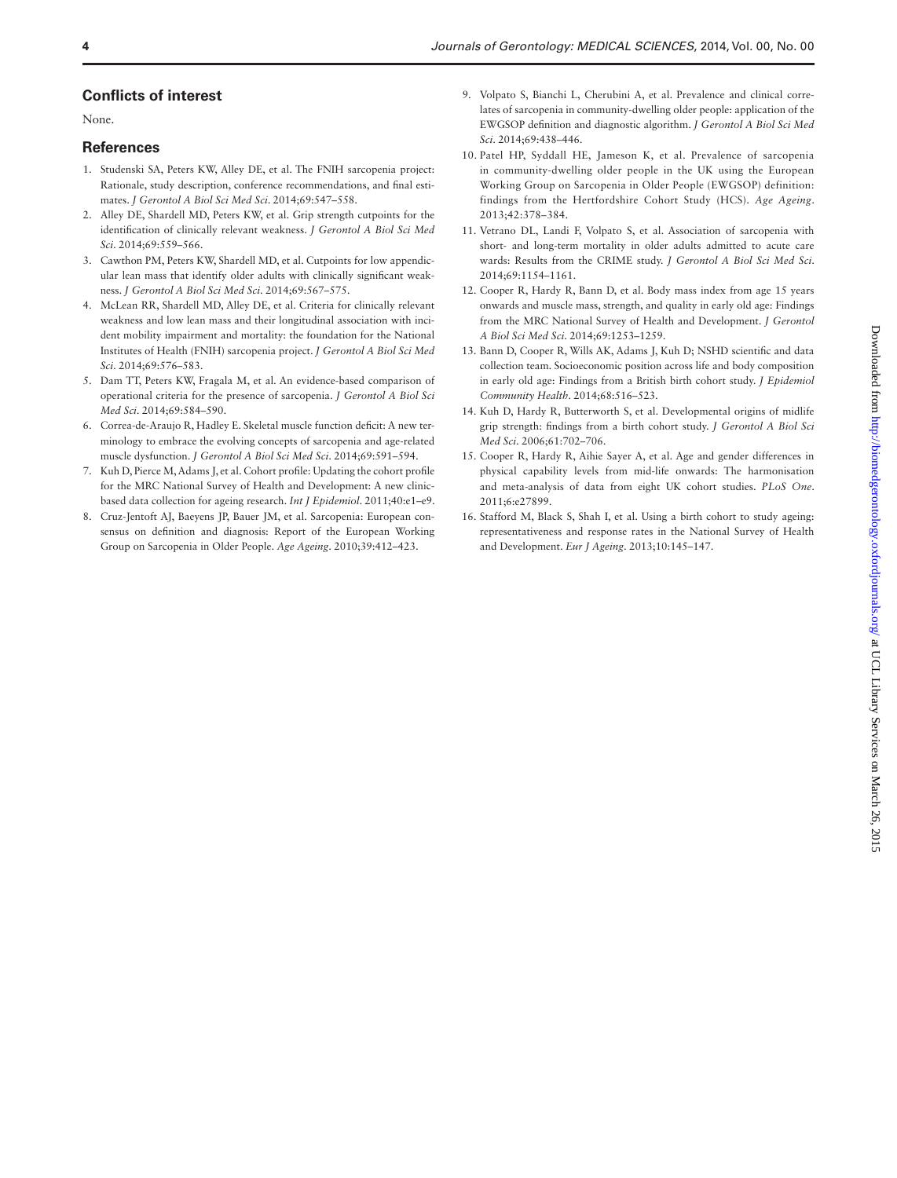## Conflicts of interest

None.

## References

1. Studenski SA, Peters KW, Alley DE, et al. The FNIH sarcopenia project: Rationale, study description, conference recommendations, and final estimates. *J Gerontol A Biol Sci Med Sci*. 2014;69:547–558.
2. Alley DE, Shardell MD, Peters KW, et al. Grip strength cutpoints for the identification of clinically relevant weakness. *J Gerontol A Biol Sci Med Sci*. 2014;69:559–566.
3. Cawthon PM, Peters KW, Shardell MD, et al. Cutpoints for low appendicular lean mass that identify older adults with clinically significant weakness. *J Gerontol A Biol Sci Med Sci*. 2014;69:567–575.
4. McLean RR, Shardell MD, Alley DE, et al. Criteria for clinically relevant weakness and low lean mass and their longitudinal association with incident mobility impairment and mortality: the foundation for the National Institutes of Health (FNIH) sarcopenia project. *J Gerontol A Biol Sci Med Sci*. 2014;69:576–583.
5. Dam TT, Peters KW, Fragala M, et al. An evidence-based comparison of operational criteria for the presence of sarcopenia. *J Gerontol A Biol Sci Med Sci*. 2014;69:584–590.
6. Correa-de-Araujo R, Hadley E. Skeletal muscle function deficit: A new terminology to embrace the evolving concepts of sarcopenia and age-related muscle dysfunction. *J Gerontol A Biol Sci Med Sci*. 2014;69:591–594.
7. Kuh D, Pierce M, Adams J, et al. Cohort profile: Updating the cohort profile for the MRC National Survey of Health and Development: A new clinic-based data collection for ageing research. *Int J Epidemiol*. 2011;40:e1–e9.
8. Cruz-Jentoft AJ, Baeyens JP, Bauer JM, et al. Sarcopenia: European consensus on definition and diagnosis: Report of the European Working Group on Sarcopenia in Older People. *Age Ageing*. 2010;39:412–423.
9. Volpato S, Bianchi L, Cherubini A, et al. Prevalence and clinical correlates of sarcopenia in community-dwelling older people: application of the EWGSOP definition and diagnostic algorithm. *J Gerontol A Biol Sci Med Sci*. 2014;69:438–446.
10. Patel HP, Syddall HE, Jameson K, et al. Prevalence of sarcopenia in community-dwelling older people in the UK using the European Working Group on Sarcopenia in Older People (EWGSOP) definition: findings from the Hertfordshire Cohort Study (HCS). *Age Ageing*. 2013;42:378–384.
11. Vetrano DL, Landi F, Volpato S, et al. Association of sarcopenia with short- and long-term mortality in older adults admitted to acute care wards: Results from the CRIME study. *J Gerontol A Biol Sci Med Sci*. 2014;69:1154–1161.
12. Cooper R, Hardy R, Bann D, et al. Body mass index from age 15 years onwards and muscle mass, strength, and quality in early old age: Findings from the MRC National Survey of Health and Development. *J Gerontol A Biol Sci Med Sci*. 2014;69:1253–1259.
13. Bann D, Cooper R, Wills AK, Adams J, Kuh D; NSHD scientific and data collection team. Socioeconomic position across life and body composition in early old age: Findings from a British birth cohort study. *J Epidemiol Community Health*. 2014;68:516–523.
14. Kuh D, Hardy R, Butterworth S, et al. Developmental origins of midlife grip strength: findings from a birth cohort study. *J Gerontol A Biol Sci Med Sci*. 2006;61:702–706.
15. Cooper R, Hardy R, Aihie Sayer A, et al. Age and gender differences in physical capability levels from mid-life onwards: The harmonisation and meta-analysis of data from eight UK cohort studies. *PLoS One*. 2011;6:e27899.
16. Stafford M, Black S, Shah I, et al. Using a birth cohort to study ageing: representativeness and response rates in the National Survey of Health and Development. *Eur J Ageing*. 2013;10:145–147.